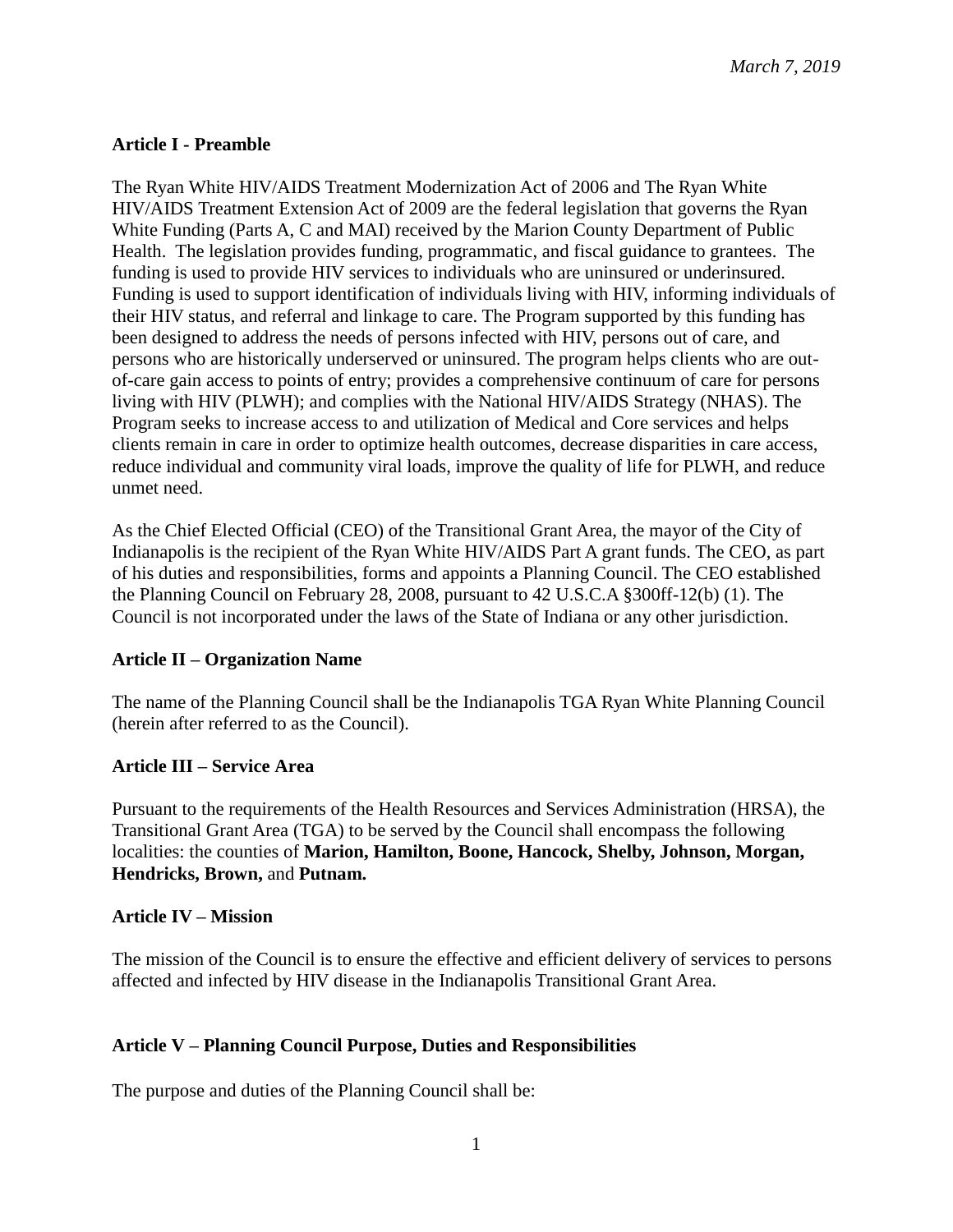*March 7, 2019*

**Article I - Preamble**

The Ryan White HIV/AIDS Treatment Modernization Act of 2006 and The Ryan White HIV/AIDS Treatment Extension Act of 2009 are the federal legislation that governs the Ryan White Funding (Parts A, C and MAI) received by the Marion County Department of Public Health. The legislation provides funding, programmatic, and fiscal guidance to grantees. The funding is used to provide HIV services to individuals who are uninsured or underinsured. Funding is used to support identification of individuals living with HIV, informing individuals of their HIV status, and referral and linkage to care. The Program supported by this funding has been designed to address the needs of persons infected with HIV, persons out of care, and persons who are historically underserved or uninsured. The program helps clients who are out-of-care gain access to points of entry; provides a comprehensive continuum of care for persons living with HIV (PLWH); and complies with the National HIV/AIDS Strategy (NHAS). The Program seeks to increase access to and utilization of Medical and Core services and helps clients remain in care in order to optimize health outcomes, decrease disparities in care access, reduce individual and community viral loads, improve the quality of life for PLWH, and reduce unmet need.

As the Chief Elected Official (CEO) of the Transitional Grant Area, the mayor of the City of Indianapolis is the recipient of the Ryan White HIV/AIDS Part A grant funds. The CEO, as part of his duties and responsibilities, forms and appoints a Planning Council. The CEO established the Planning Council on February 28, 2008, pursuant to 42 U.S.C.A §300ff-12(b) (1). The Council is not incorporated under the laws of the State of Indiana or any other jurisdiction.

**Article II – Organization Name**

The name of the Planning Council shall be the Indianapolis TGA Ryan White Planning Council (herein after referred to as the Council).

**Article III – Service Area**

Pursuant to the requirements of the Health Resources and Services Administration (HRSA), the Transitional Grant Area (TGA) to be served by the Council shall encompass the following localities: the counties of **Marion, Hamilton, Boone, Hancock, Shelby, Johnson, Morgan, Hendricks, Brown,** and **Putnam.**

**Article IV – Mission**

The mission of the Council is to ensure the effective and efficient delivery of services to persons affected and infected by HIV disease in the Indianapolis Transitional Grant Area.

**Article V – Planning Council Purpose, Duties and Responsibilities**

The purpose and duties of the Planning Council shall be: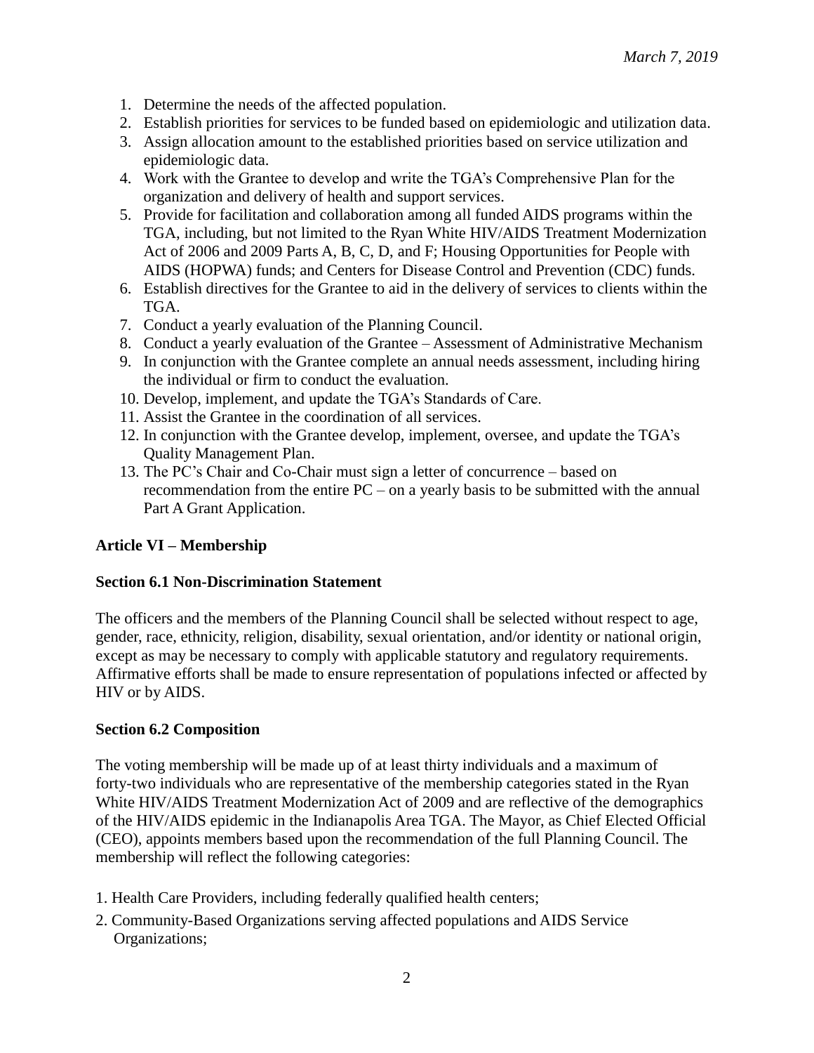1. Determine the needs of the affected population.
2. Establish priorities for services to be funded based on epidemiologic and utilization data.
3. Assign allocation amount to the established priorities based on service utilization and epidemiologic data.
4. Work with the Grantee to develop and write the TGA's Comprehensive Plan for the organization and delivery of health and support services.
5. Provide for facilitation and collaboration among all funded AIDS programs within the TGA, including, but not limited to the Ryan White HIV/AIDS Treatment Modernization Act of 2006 and 2009 Parts A, B, C, D, and F; Housing Opportunities for People with AIDS (HOPWA) funds; and Centers for Disease Control and Prevention (CDC) funds.
6. Establish directives for the Grantee to aid in the delivery of services to clients within the TGA.
7. Conduct a yearly evaluation of the Planning Council.
8. Conduct a yearly evaluation of the Grantee – Assessment of Administrative Mechanism
9. In conjunction with the Grantee complete an annual needs assessment, including hiring the individual or firm to conduct the evaluation.
10. Develop, implement, and update the TGA's Standards of Care.
11. Assist the Grantee in the coordination of all services.
12. In conjunction with the Grantee develop, implement, oversee, and update the TGA's Quality Management Plan.
13. The PC's Chair and Co-Chair must sign a letter of concurrence – based on recommendation from the entire PC – on a yearly basis to be submitted with the annual Part A Grant Application.

## Article VI – Membership

### Section 6.1 Non-Discrimination Statement

The officers and the members of the Planning Council shall be selected without respect to age, gender, race, ethnicity, religion, disability, sexual orientation, and/or identity or national origin, except as may be necessary to comply with applicable statutory and regulatory requirements. Affirmative efforts shall be made to ensure representation of populations infected or affected by HIV or by AIDS.

### Section 6.2 Composition

The voting membership will be made up of at least thirty individuals and a maximum of forty-two individuals who are representative of the membership categories stated in the Ryan White HIV/AIDS Treatment Modernization Act of 2009 and are reflective of the demographics of the HIV/AIDS epidemic in the Indianapolis Area TGA. The Mayor, as Chief Elected Official (CEO), appoints members based upon the recommendation of the full Planning Council. The membership will reflect the following categories:

1. Health Care Providers, including federally qualified health centers;
2. Community-Based Organizations serving affected populations and AIDS Service Organizations;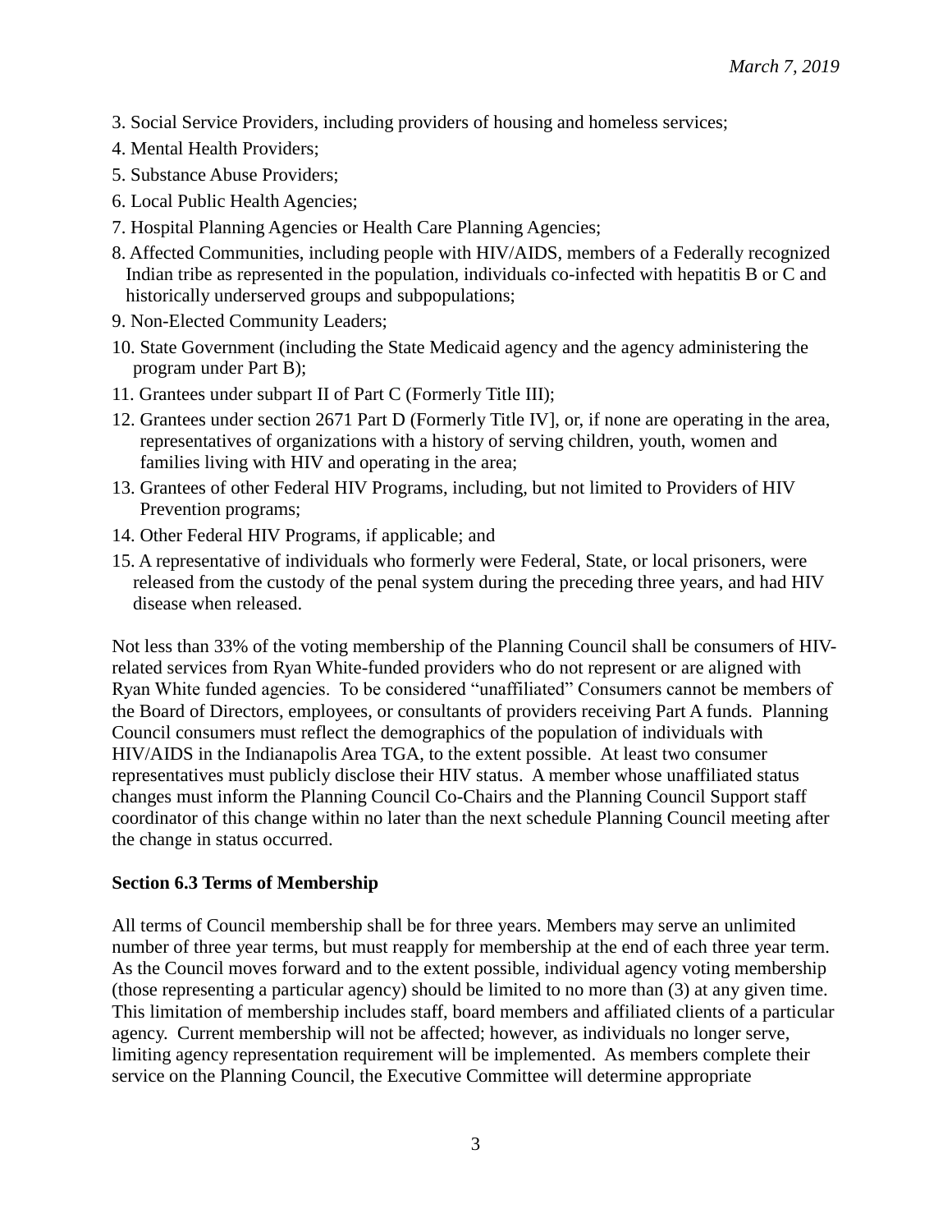3. Social Service Providers, including providers of housing and homeless services;
4. Mental Health Providers;
5. Substance Abuse Providers;
6. Local Public Health Agencies;
7. Hospital Planning Agencies or Health Care Planning Agencies;
8. Affected Communities, including people with HIV/AIDS, members of a Federally recognized Indian tribe as represented in the population, individuals co-infected with hepatitis B or C and historically underserved groups and subpopulations;
9. Non-Elected Community Leaders;
10. State Government (including the State Medicaid agency and the agency administering the program under Part B);
11. Grantees under subpart II of Part C (Formerly Title III);
12. Grantees under section 2671 Part D (Formerly Title IV], or, if none are operating in the area, representatives of organizations with a history of serving children, youth, women and families living with HIV and operating in the area;
13. Grantees of other Federal HIV Programs, including, but not limited to Providers of HIV Prevention programs;
14. Other Federal HIV Programs, if applicable; and
15. A representative of individuals who formerly were Federal, State, or local prisoners, were released from the custody of the penal system during the preceding three years, and had HIV disease when released.

Not less than 33% of the voting membership of the Planning Council shall be consumers of HIV-related services from Ryan White-funded providers who do not represent or are aligned with Ryan White funded agencies. To be considered "unaffiliated" Consumers cannot be members of the Board of Directors, employees, or consultants of providers receiving Part A funds. Planning Council consumers must reflect the demographics of the population of individuals with HIV/AIDS in the Indianapolis Area TGA, to the extent possible. At least two consumer representatives must publicly disclose their HIV status. A member whose unaffiliated status changes must inform the Planning Council Co-Chairs and the Planning Council Support staff coordinator of this change within no later than the next schedule Planning Council meeting after the change in status occurred.

**Section 6.3 Terms of Membership**

All terms of Council membership shall be for three years. Members may serve an unlimited number of three year terms, but must reapply for membership at the end of each three year term. As the Council moves forward and to the extent possible, individual agency voting membership (those representing a particular agency) should be limited to no more than (3) at any given time. This limitation of membership includes staff, board members and affiliated clients of a particular agency. Current membership will not be affected; however, as individuals no longer serve, limiting agency representation requirement will be implemented. As members complete their service on the Planning Council, the Executive Committee will determine appropriate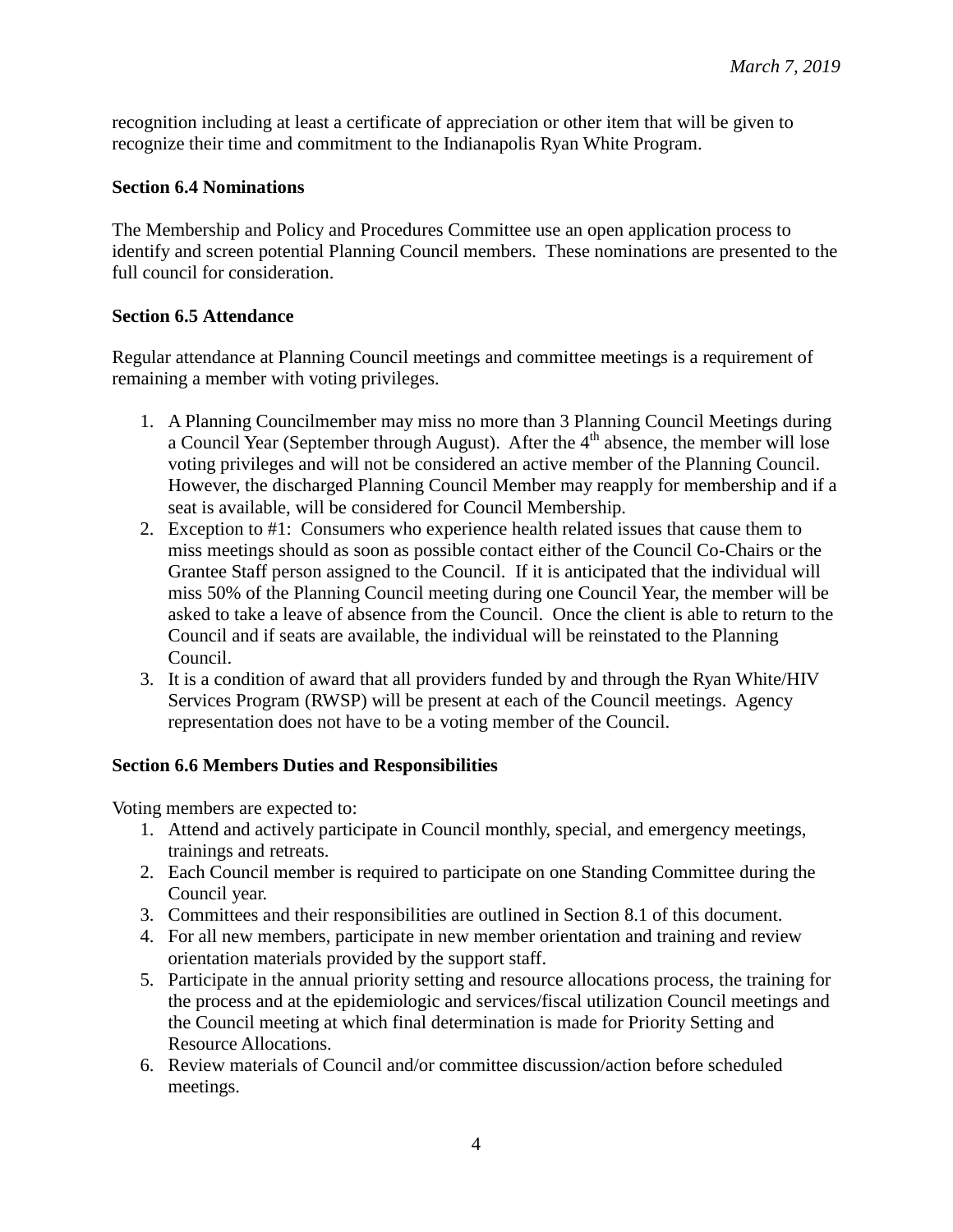recognition including at least a certificate of appreciation or other item that will be given to recognize their time and commitment to the Indianapolis Ryan White Program.

**Section 6.4 Nominations**

The Membership and Policy and Procedures Committee use an open application process to identify and screen potential Planning Council members. These nominations are presented to the full council for consideration.

**Section 6.5 Attendance**

Regular attendance at Planning Council meetings and committee meetings is a requirement of remaining a member with voting privileges.

1. A Planning Councilmember may miss no more than 3 Planning Council Meetings during a Council Year (September through August). After the 4th absence, the member will lose voting privileges and will not be considered an active member of the Planning Council. However, the discharged Planning Council Member may reapply for membership and if a seat is available, will be considered for Council Membership.
2. Exception to #1: Consumers who experience health related issues that cause them to miss meetings should as soon as possible contact either of the Council Co-Chairs or the Grantee Staff person assigned to the Council. If it is anticipated that the individual will miss 50% of the Planning Council meeting during one Council Year, the member will be asked to take a leave of absence from the Council. Once the client is able to return to the Council and if seats are available, the individual will be reinstated to the Planning Council.
3. It is a condition of award that all providers funded by and through the Ryan White/HIV Services Program (RWSP) will be present at each of the Council meetings. Agency representation does not have to be a voting member of the Council.

**Section 6.6 Members Duties and Responsibilities**

Voting members are expected to:

1. Attend and actively participate in Council monthly, special, and emergency meetings, trainings and retreats.
2. Each Council member is required to participate on one Standing Committee during the Council year.
3. Committees and their responsibilities are outlined in Section 8.1 of this document.
4. For all new members, participate in new member orientation and training and review orientation materials provided by the support staff.
5. Participate in the annual priority setting and resource allocations process, the training for the process and at the epidemiologic and services/fiscal utilization Council meetings and the Council meeting at which final determination is made for Priority Setting and Resource Allocations.
6. Review materials of Council and/or committee discussion/action before scheduled meetings.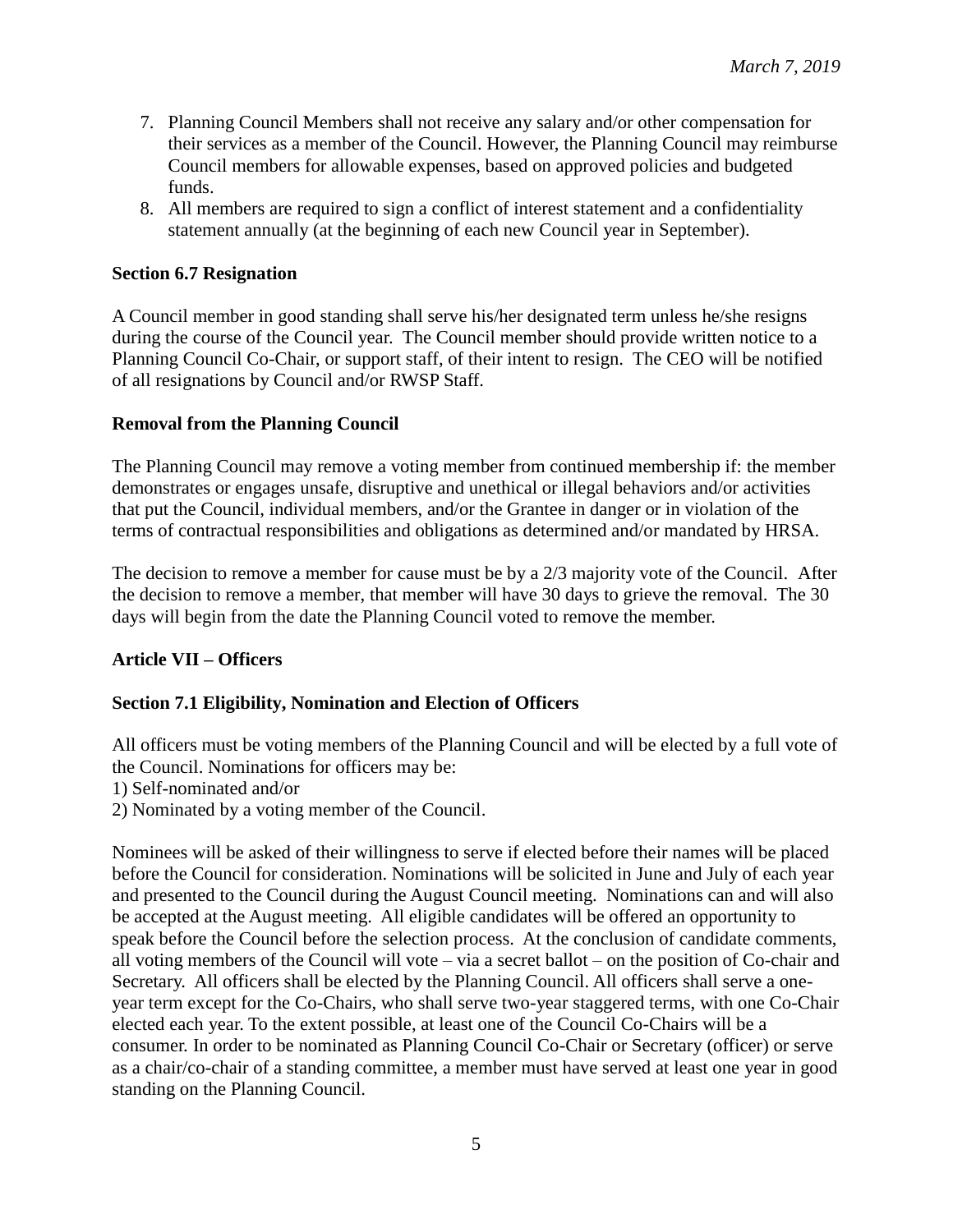7. Planning Council Members shall not receive any salary and/or other compensation for their services as a member of the Council. However, the Planning Council may reimburse Council members for allowable expenses, based on approved policies and budgeted funds.
8. All members are required to sign a conflict of interest statement and a confidentiality statement annually (at the beginning of each new Council year in September).

**Section 6.7 Resignation**

A Council member in good standing shall serve his/her designated term unless he/she resigns during the course of the Council year. The Council member should provide written notice to a Planning Council Co-Chair, or support staff, of their intent to resign. The CEO will be notified of all resignations by Council and/or RWSP Staff.

**Removal from the Planning Council**

The Planning Council may remove a voting member from continued membership if: the member demonstrates or engages unsafe, disruptive and unethical or illegal behaviors and/or activities that put the Council, individual members, and/or the Grantee in danger or in violation of the terms of contractual responsibilities and obligations as determined and/or mandated by HRSA.

The decision to remove a member for cause must be by a 2/3 majority vote of the Council. After the decision to remove a member, that member will have 30 days to grieve the removal. The 30 days will begin from the date the Planning Council voted to remove the member.

## Article VII – Officers

**Section 7.1 Eligibility, Nomination and Election of Officers**

All officers must be voting members of the Planning Council and will be elected by a full vote of the Council. Nominations for officers may be:
1) Self-nominated and/or
2) Nominated by a voting member of the Council.

Nominees will be asked of their willingness to serve if elected before their names will be placed before the Council for consideration. Nominations will be solicited in June and July of each year and presented to the Council during the August Council meeting. Nominations can and will also be accepted at the August meeting. All eligible candidates will be offered an opportunity to speak before the Council before the selection process. At the conclusion of candidate comments, all voting members of the Council will vote – via a secret ballot – on the position of Co-chair and Secretary. All officers shall be elected by the Planning Council. All officers shall serve a one-year term except for the Co-Chairs, who shall serve two-year staggered terms, with one Co-Chair elected each year. To the extent possible, at least one of the Council Co-Chairs will be a consumer. In order to be nominated as Planning Council Co-Chair or Secretary (officer) or serve as a chair/co-chair of a standing committee, a member must have served at least one year in good standing on the Planning Council.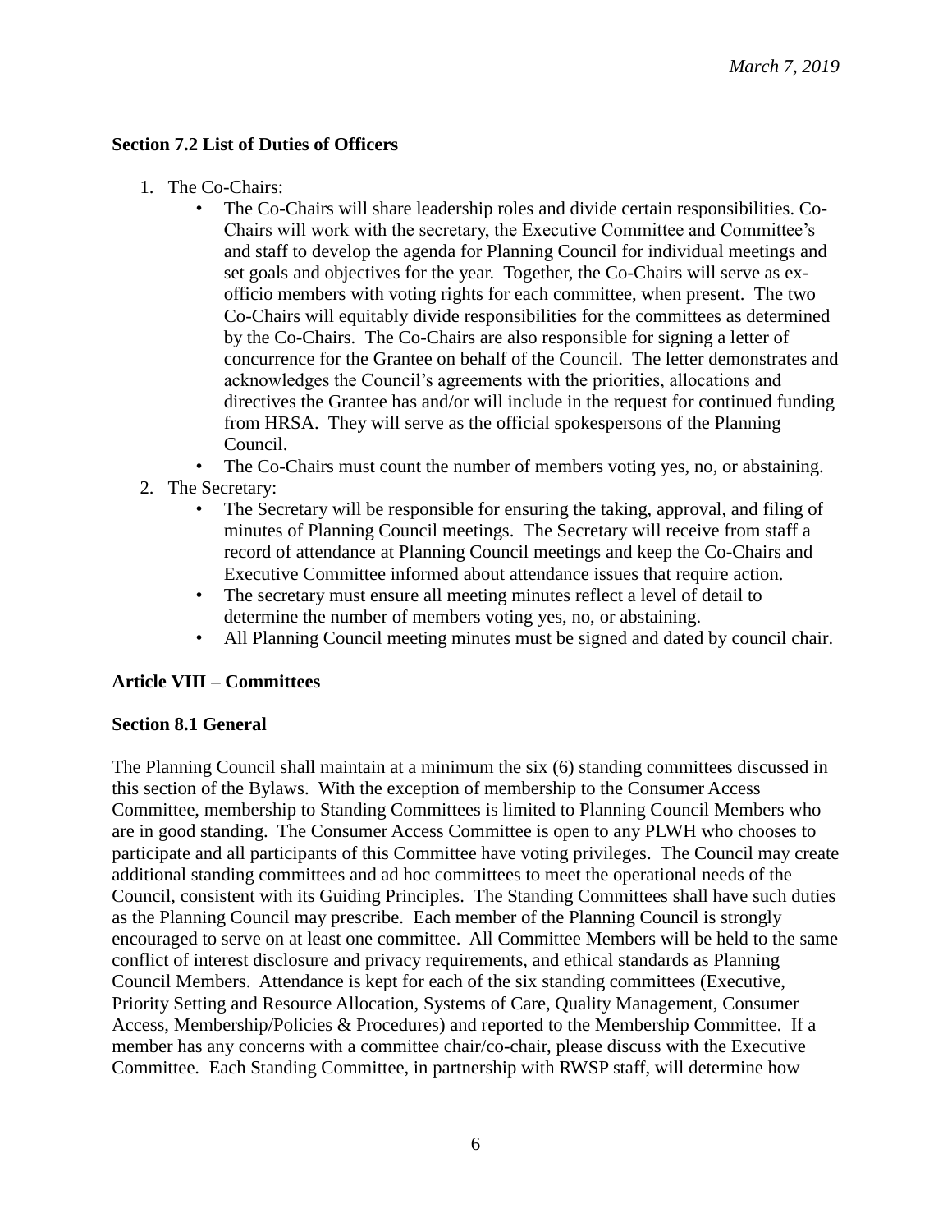**Section 7.2 List of Duties of Officers**

1. The Co-Chairs:
    - The Co-Chairs will share leadership roles and divide certain responsibilities. Co-Chairs will work with the secretary, the Executive Committee and Committee's and staff to develop the agenda for Planning Council for individual meetings and set goals and objectives for the year. Together, the Co-Chairs will serve as ex-officio members with voting rights for each committee, when present. The two Co-Chairs will equitably divide responsibilities for the committees as determined by the Co-Chairs. The Co-Chairs are also responsible for signing a letter of concurrence for the Grantee on behalf of the Council. The letter demonstrates and acknowledges the Council's agreements with the priorities, allocations and directives the Grantee has and/or will include in the request for continued funding from HRSA. They will serve as the official spokespersons of the Planning Council.
    - The Co-Chairs must count the number of members voting yes, no, or abstaining.
2. The Secretary:
    - The Secretary will be responsible for ensuring the taking, approval, and filing of minutes of Planning Council meetings. The Secretary will receive from staff a record of attendance at Planning Council meetings and keep the Co-Chairs and Executive Committee informed about attendance issues that require action.
    - The secretary must ensure all meeting minutes reflect a level of detail to determine the number of members voting yes, no, or abstaining.
    - All Planning Council meeting minutes must be signed and dated by council chair.

**Article VIII – Committees**

**Section 8.1 General**

The Planning Council shall maintain at a minimum the six (6) standing committees discussed in this section of the Bylaws. With the exception of membership to the Consumer Access Committee, membership to Standing Committees is limited to Planning Council Members who are in good standing. The Consumer Access Committee is open to any PLWH who chooses to participate and all participants of this Committee have voting privileges. The Council may create additional standing committees and ad hoc committees to meet the operational needs of the Council, consistent with its Guiding Principles. The Standing Committees shall have such duties as the Planning Council may prescribe. Each member of the Planning Council is strongly encouraged to serve on at least one committee. All Committee Members will be held to the same conflict of interest disclosure and privacy requirements, and ethical standards as Planning Council Members. Attendance is kept for each of the six standing committees (Executive, Priority Setting and Resource Allocation, Systems of Care, Quality Management, Consumer Access, Membership/Policies & Procedures) and reported to the Membership Committee. If a member has any concerns with a committee chair/co-chair, please discuss with the Executive Committee. Each Standing Committee, in partnership with RWSP staff, will determine how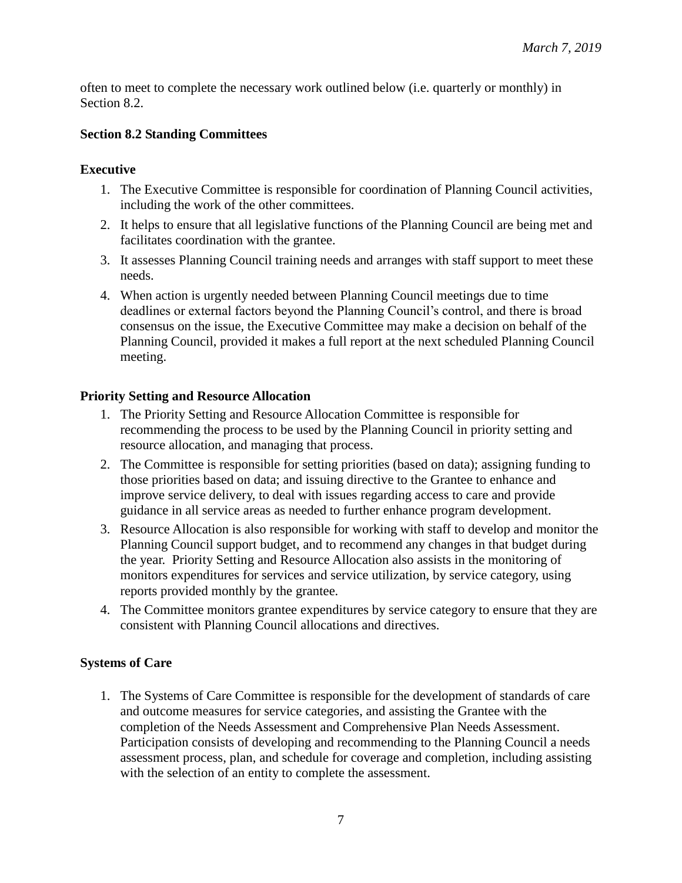often to meet to complete the necessary work outlined below (i.e. quarterly or monthly) in Section 8.2.

**Section 8.2 Standing Committees**

**Executive**

1. The Executive Committee is responsible for coordination of Planning Council activities, including the work of the other committees.
2. It helps to ensure that all legislative functions of the Planning Council are being met and facilitates coordination with the grantee.
3. It assesses Planning Council training needs and arranges with staff support to meet these needs.
4. When action is urgently needed between Planning Council meetings due to time deadlines or external factors beyond the Planning Council's control, and there is broad consensus on the issue, the Executive Committee may make a decision on behalf of the Planning Council, provided it makes a full report at the next scheduled Planning Council meeting.

**Priority Setting and Resource Allocation**

1. The Priority Setting and Resource Allocation Committee is responsible for recommending the process to be used by the Planning Council in priority setting and resource allocation, and managing that process.
2. The Committee is responsible for setting priorities (based on data); assigning funding to those priorities based on data; and issuing directive to the Grantee to enhance and improve service delivery, to deal with issues regarding access to care and provide guidance in all service areas as needed to further enhance program development.
3. Resource Allocation is also responsible for working with staff to develop and monitor the Planning Council support budget, and to recommend any changes in that budget during the year. Priority Setting and Resource Allocation also assists in the monitoring of monitors expenditures for services and service utilization, by service category, using reports provided monthly by the grantee.
4. The Committee monitors grantee expenditures by service category to ensure that they are consistent with Planning Council allocations and directives.

**Systems of Care**

1. The Systems of Care Committee is responsible for the development of standards of care and outcome measures for service categories, and assisting the Grantee with the completion of the Needs Assessment and Comprehensive Plan Needs Assessment. Participation consists of developing and recommending to the Planning Council a needs assessment process, plan, and schedule for coverage and completion, including assisting with the selection of an entity to complete the assessment.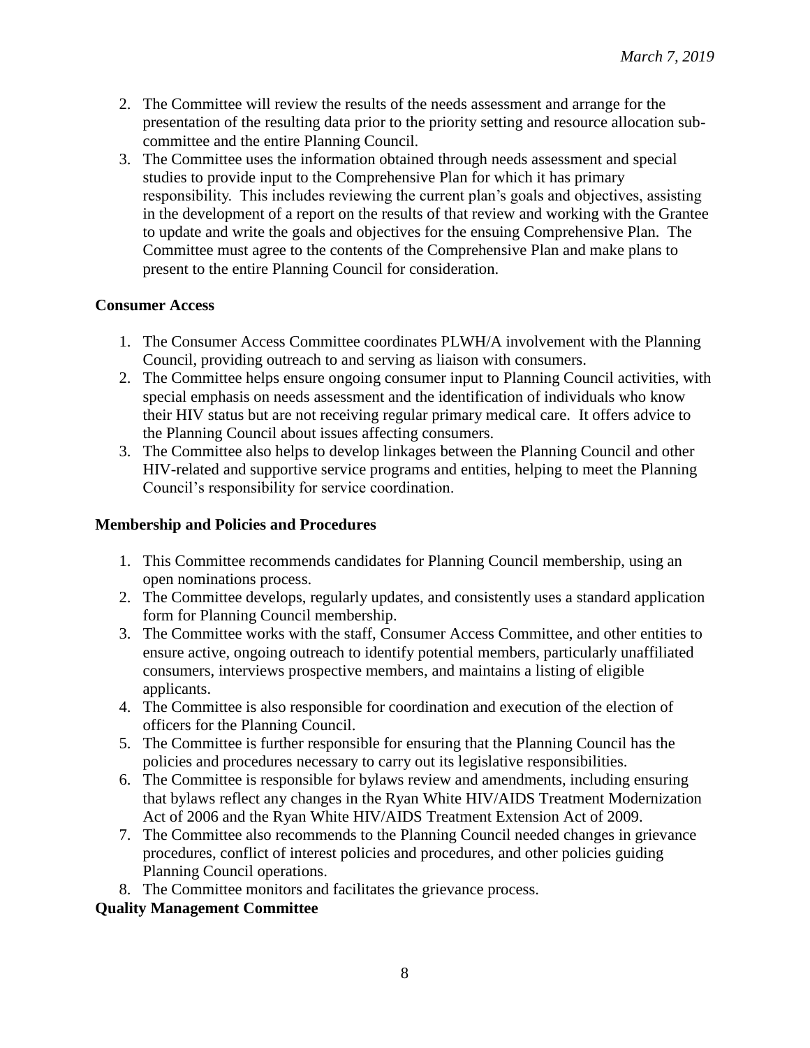2. The Committee will review the results of the needs assessment and arrange for the presentation of the resulting data prior to the priority setting and resource allocation sub-committee and the entire Planning Council.
3. The Committee uses the information obtained through needs assessment and special studies to provide input to the Comprehensive Plan for which it has primary responsibility. This includes reviewing the current plan's goals and objectives, assisting in the development of a report on the results of that review and working with the Grantee to update and write the goals and objectives for the ensuing Comprehensive Plan. The Committee must agree to the contents of the Comprehensive Plan and make plans to present to the entire Planning Council for consideration.

**Consumer Access**

1. The Consumer Access Committee coordinates PLWH/A involvement with the Planning Council, providing outreach to and serving as liaison with consumers.
2. The Committee helps ensure ongoing consumer input to Planning Council activities, with special emphasis on needs assessment and the identification of individuals who know their HIV status but are not receiving regular primary medical care. It offers advice to the Planning Council about issues affecting consumers.
3. The Committee also helps to develop linkages between the Planning Council and other HIV-related and supportive service programs and entities, helping to meet the Planning Council's responsibility for service coordination.

**Membership and Policies and Procedures**

1. This Committee recommends candidates for Planning Council membership, using an open nominations process.
2. The Committee develops, regularly updates, and consistently uses a standard application form for Planning Council membership.
3. The Committee works with the staff, Consumer Access Committee, and other entities to ensure active, ongoing outreach to identify potential members, particularly unaffiliated consumers, interviews prospective members, and maintains a listing of eligible applicants.
4. The Committee is also responsible for coordination and execution of the election of officers for the Planning Council.
5. The Committee is further responsible for ensuring that the Planning Council has the policies and procedures necessary to carry out its legislative responsibilities.
6. The Committee is responsible for bylaws review and amendments, including ensuring that bylaws reflect any changes in the Ryan White HIV/AIDS Treatment Modernization Act of 2006 and the Ryan White HIV/AIDS Treatment Extension Act of 2009.
7. The Committee also recommends to the Planning Council needed changes in grievance procedures, conflict of interest policies and procedures, and other policies guiding Planning Council operations.
8. The Committee monitors and facilitates the grievance process.

**Quality Management Committee**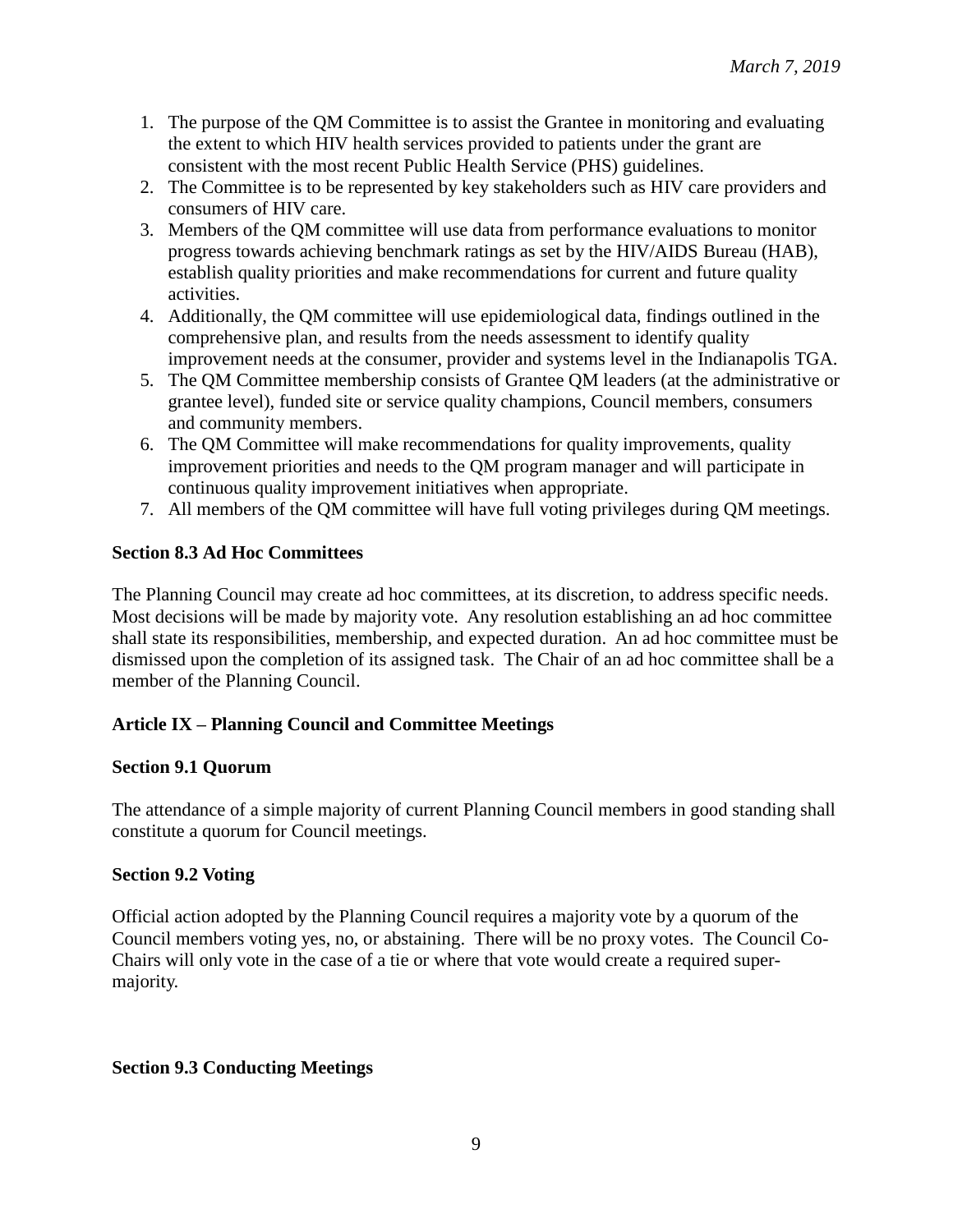1. The purpose of the QM Committee is to assist the Grantee in monitoring and evaluating the extent to which HIV health services provided to patients under the grant are consistent with the most recent Public Health Service (PHS) guidelines.
2. The Committee is to be represented by key stakeholders such as HIV care providers and consumers of HIV care.
3. Members of the QM committee will use data from performance evaluations to monitor progress towards achieving benchmark ratings as set by the HIV/AIDS Bureau (HAB), establish quality priorities and make recommendations for current and future quality activities.
4. Additionally, the QM committee will use epidemiological data, findings outlined in the comprehensive plan, and results from the needs assessment to identify quality improvement needs at the consumer, provider and systems level in the Indianapolis TGA.
5. The QM Committee membership consists of Grantee QM leaders (at the administrative or grantee level), funded site or service quality champions, Council members, consumers and community members.
6. The QM Committee will make recommendations for quality improvements, quality improvement priorities and needs to the QM program manager and will participate in continuous quality improvement initiatives when appropriate.
7. All members of the QM committee will have full voting privileges during QM meetings.

**Section 8.3 Ad Hoc Committees**

The Planning Council may create ad hoc committees, at its discretion, to address specific needs. Most decisions will be made by majority vote. Any resolution establishing an ad hoc committee shall state its responsibilities, membership, and expected duration. An ad hoc committee must be dismissed upon the completion of its assigned task. The Chair of an ad hoc committee shall be a member of the Planning Council.

## Article IX – Planning Council and Committee Meetings

**Section 9.1 Quorum**

The attendance of a simple majority of current Planning Council members in good standing shall constitute a quorum for Council meetings.

**Section 9.2 Voting**

Official action adopted by the Planning Council requires a majority vote by a quorum of the Council members voting yes, no, or abstaining. There will be no proxy votes. The Council Co-Chairs will only vote in the case of a tie or where that vote would create a required super-majority.

**Section 9.3 Conducting Meetings**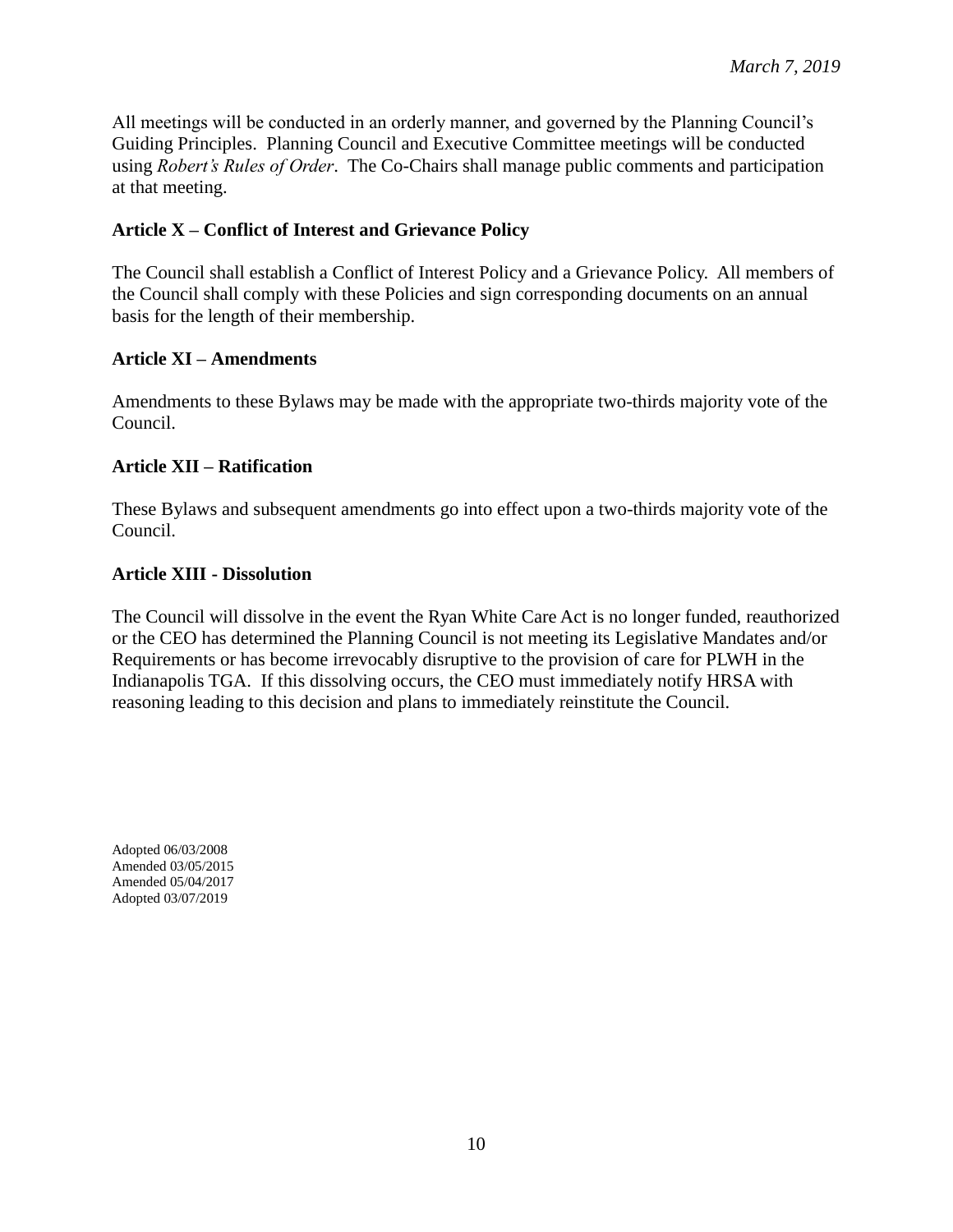All meetings will be conducted in an orderly manner, and governed by the Planning Council's Guiding Principles. Planning Council and Executive Committee meetings will be conducted using *Robert's Rules of Order*. The Co-Chairs shall manage public comments and participation at that meeting.

**Article X – Conflict of Interest and Grievance Policy**

The Council shall establish a Conflict of Interest Policy and a Grievance Policy. All members of the Council shall comply with these Policies and sign corresponding documents on an annual basis for the length of their membership.

**Article XI – Amendments**

Amendments to these Bylaws may be made with the appropriate two-thirds majority vote of the Council.

**Article XII – Ratification**

These Bylaws and subsequent amendments go into effect upon a two-thirds majority vote of the Council.

**Article XIII - Dissolution**

The Council will dissolve in the event the Ryan White Care Act is no longer funded, reauthorized or the CEO has determined the Planning Council is not meeting its Legislative Mandates and/or Requirements or has become irrevocably disruptive to the provision of care for PLWH in the Indianapolis TGA. If this dissolving occurs, the CEO must immediately notify HRSA with reasoning leading to this decision and plans to immediately reinstitute the Council.

Adopted 06/03/2008
Amended 03/05/2015
Amended 05/04/2017
Adopted 03/07/2019